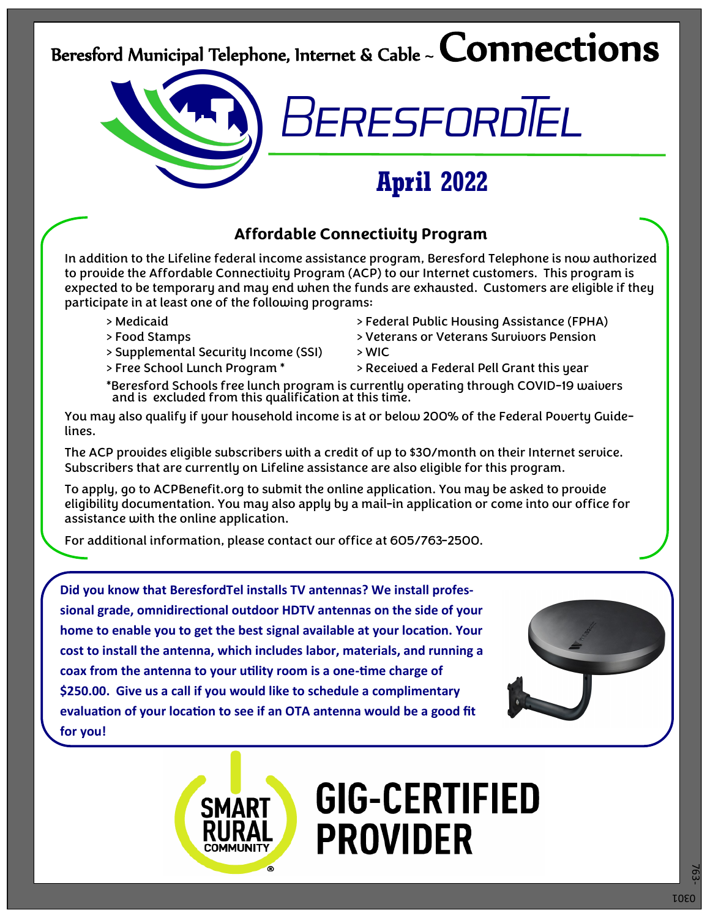# Beresford Municipal Telephone, Internet & Cable ~ Connections

## BERESFORDTEL

## April 2022

### Affordable Connectivity Program

In addition to the Lifeline federal income assistance program, Beresford Telephone is now authorized to provide the Affordable Connectivity Program (ACP) to our Internet customers. This program is expected to be temporary and may end when the funds are exhausted. Customers are eligible if they participate in at least one of the following programs:

- > Medicaid
- > Food Stamps
- > Supplemental Security Income (SSI)
- > Free School Lunch Program *
- > Federal Public Housing Assistance (FPHA)
- > Veterans or Veterans Survivors Pension
- > WIC
- > Received a Federal Pell Grant this year

*Beresford Schools free lunch program is currently operating through COVID-19 waivers and is excluded from this qualification at this time.

You may also qualify if your household income is at or below 200% of the Federal Poverty Guidelines.

The ACP provides eligible subscribers with a credit of up to $30/month on their Internet service. Subscribers that are currently on Lifeline assistance are also eligible for this program.

To apply, go to ACPBenefit.org to submit the online application. You may be asked to provide eligibility documentation. You may also apply by a mail-in application or come into our office for assistance with the online application.

For additional information, please contact our office at 605/763-2500.

**Did you know that BeresfordTel installs TV antennas? We install professional grade, omnidirectional outdoor HDTV antennas on the side of your home to enable you to get the best signal available at your location. Your cost to install the antenna, which includes labor, materials, and running a coax from the antenna to your utility room is a one-time charge of $250.00. Give us a call if you would like to schedule a complimentary evaluation of your location to see if an OTA antenna would be a good fit for you!**

SMART RURAL COMMUNITY®

**GIG-CERTIFIED PROVIDER**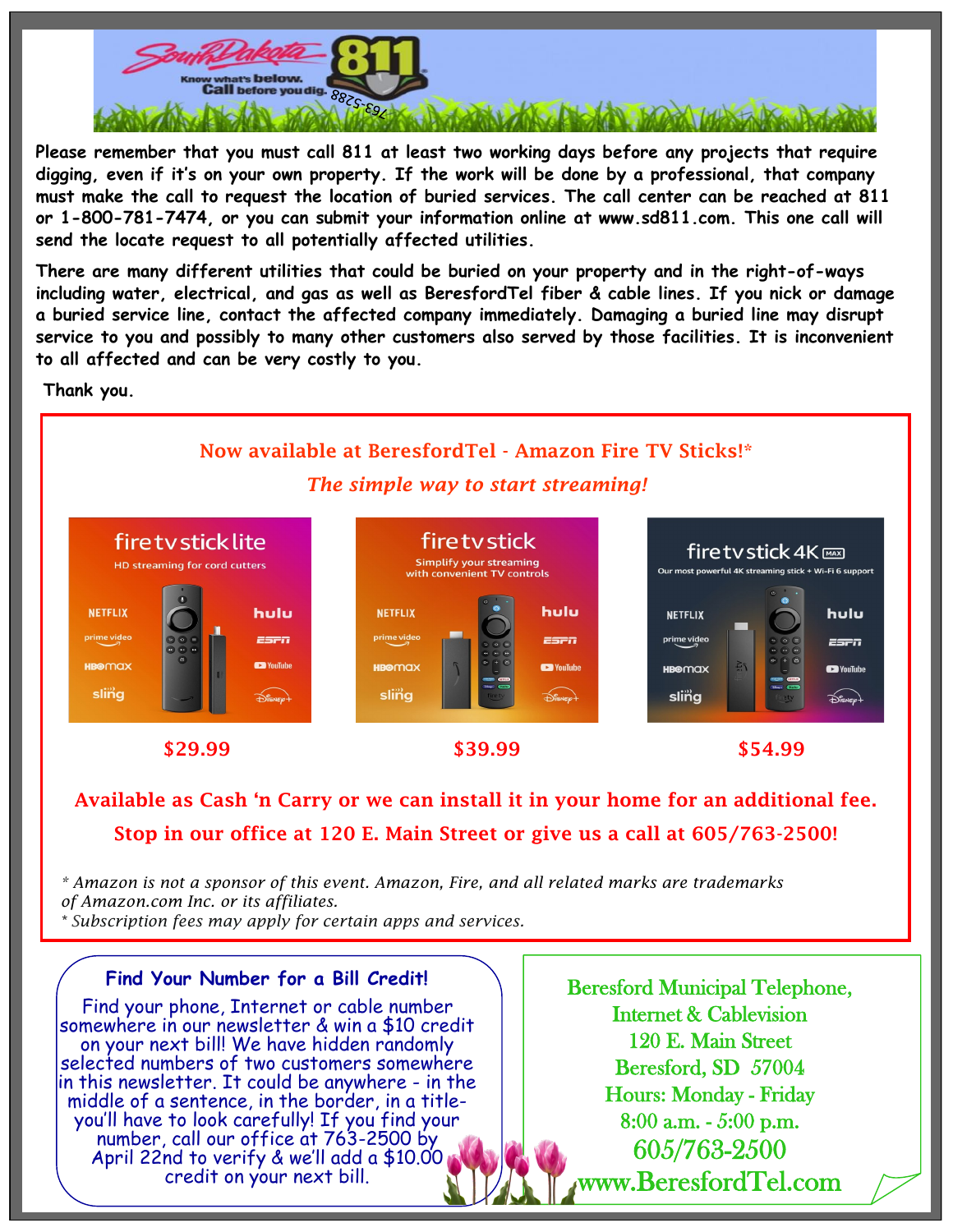South Dakota 811

Know what's below. Call before you dig.

763-5288

**Please remember that you must call 811 at least two working days before any projects that require digging, even if it's on your own property. If the work will be done by a professional, that company must make the call to request the location of buried services. The call center can be reached at 811 or 1-800-781-7474, or you can submit your information online at www.sd811.com. This one call will send the locate request to all potentially affected utilities.**

**There are many different utilities that could be buried on your property and in the right-of-ways including water, electrical, and gas as well as BeresfordTel fiber & cable lines. If you nick or damage a buried service line, contact the affected company immediately. Damaging a buried line may disrupt service to you and possibly to many other customers also served by those facilities. It is inconvenient to all affected and can be very costly to you.**

**Thank you.**

## Now available at BeresfordTel - Amazon Fire TV Sticks!*

***The simple way to start streaming!***

| fire tv stick lite | fire tv stick | fire tv stick 4K MAX |
| --- | --- | --- |
| HD streaming for cord cutters | Simplify your streaming with convenient TV controls | Our most powerful 4K streaming stick + Wi-Fi 6 support |
| **$29.99** | **$39.99** | **$54.99** |

**Available as Cash 'n Carry or we can install it in your home for an additional fee.**

**Stop in our office at 120 E. Main Street or give us a call at 605/763-2500!**

*\* Amazon is not a sponsor of this event. Amazon, Fire, and all related marks are trademarks of Amazon.com Inc. or its affiliates.*
*\* Subscription fees may apply for certain apps and services.*

### Find Your Number for a Bill Credit!

Find your phone, Internet or cable number somewhere in our newsletter & win a $10 credit on your next bill! We have hidden randomly selected numbers of two customers somewhere in this newsletter. It could be anywhere - in the middle of a sentence, in the border, in a title- you'll have to look carefully! If you find your number, call our office at 763-2500 by April 22nd to verify & we'll add a $10.00 credit on your next bill.

Beresford Municipal Telephone,
Internet & Cablevision
120 E. Main Street
Beresford, SD 57004
Hours: Monday - Friday
8:00 a.m. - 5:00 p.m.
605/763-2500
www.BeresfordTel.com